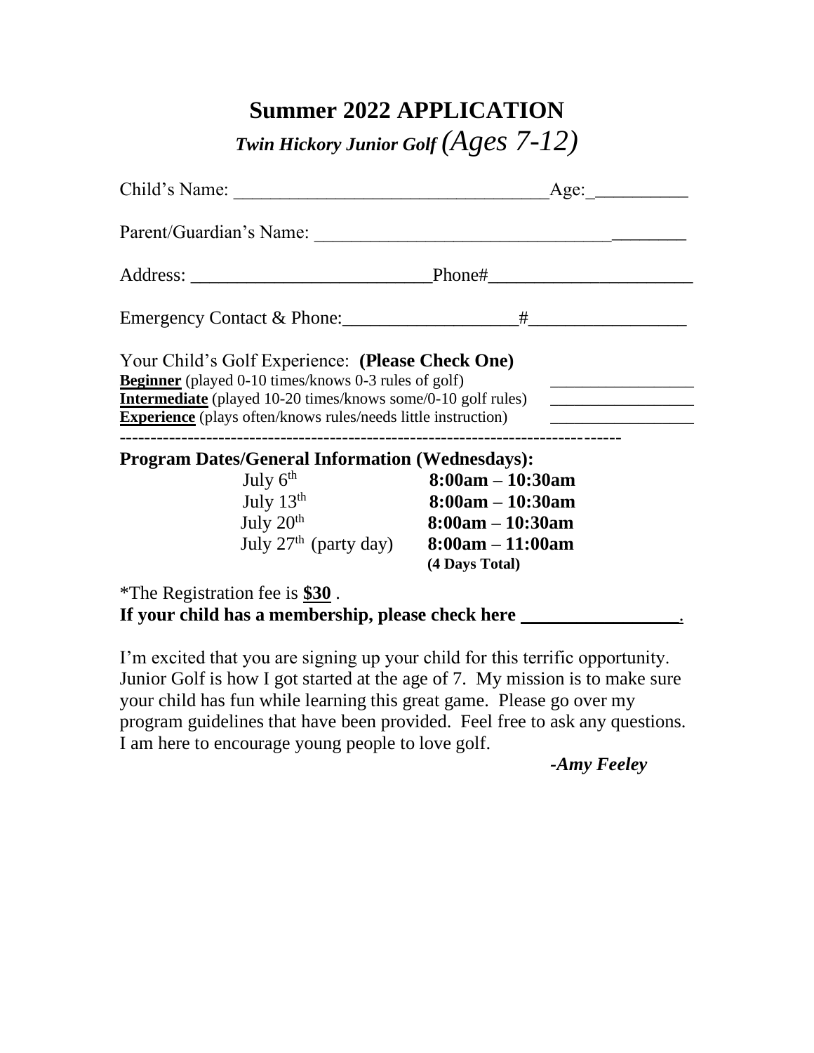# Summer 2022 APPLICATION

## *Twin Hickory Junior Golf (Ages 7-12)*

Child's Name: \_\_\_\_\_\_\_\_\_\_\_\_\_\_\_\_\_\_\_\_\_\_\_\_\_\_\_\_\_\_\_\_\_\_\_ Age:\_\_\_\_\_\_\_\_\_\_\_

Parent/Guardian's Name: \_\_\_\_\_\_\_\_\_\_\_\_\_\_\_\_\_\_\_\_\_\_\_\_\_\_\_\_\_\_\_\_\_\_\_\_\_\_\_\_\_

Address: \_\_\_\_\_\_\_\_\_\_\_\_\_\_\_\_\_\_\_\_\_\_\_\_\_\_\_\_ Phone# \_\_\_\_\_\_\_\_\_\_\_\_\_\_\_\_\_\_\_\_\_\_\_

Emergency Contact & Phone: \_\_\_\_\_\_\_\_\_\_\_\_\_\_\_\_\_\_\_\_ # \_\_\_\_\_\_\_\_\_\_\_\_\_\_\_\_\_\_\_

Your Child's Golf Experience: **(Please Check One)**

**Beginner** (played 0-10 times/knows 0-3 rules of golf) \_\_\_\_\_\_\_\_\_\_\_\_\_\_\_\_\_\_

**Intermediate** (played 10-20 times/knows some/0-10 golf rules) \_\_\_\_\_\_\_\_\_\_\_\_\_\_\_\_\_\_

**Experience** (plays often/knows rules/needs little instruction) \_\_\_\_\_\_\_\_\_\_\_\_\_\_\_\_\_\_

---

**Program Dates/General Information (Wednesdays):**

| | |
|---|---|
| July 6th | **8:00am – 10:30am** |
| July 13th | **8:00am – 10:30am** |
| July 20th | **8:00am – 10:30am** |
| July 27th (party day) | **8:00am – 11:00am** |
| | **(4 Days Total)** |

*The Registration fee is **$30** .

**If your child has a membership, please check here** \_\_\_\_\_\_\_\_\_\_\_\_\_\_\_\_\_\_.

I'm excited that you are signing up your child for this terrific opportunity. Junior Golf is how I got started at the age of 7. My mission is to make sure your child has fun while learning this great game. Please go over my program guidelines that have been provided. Feel free to ask any questions. I am here to encourage young people to love golf.

***-Amy Feeley***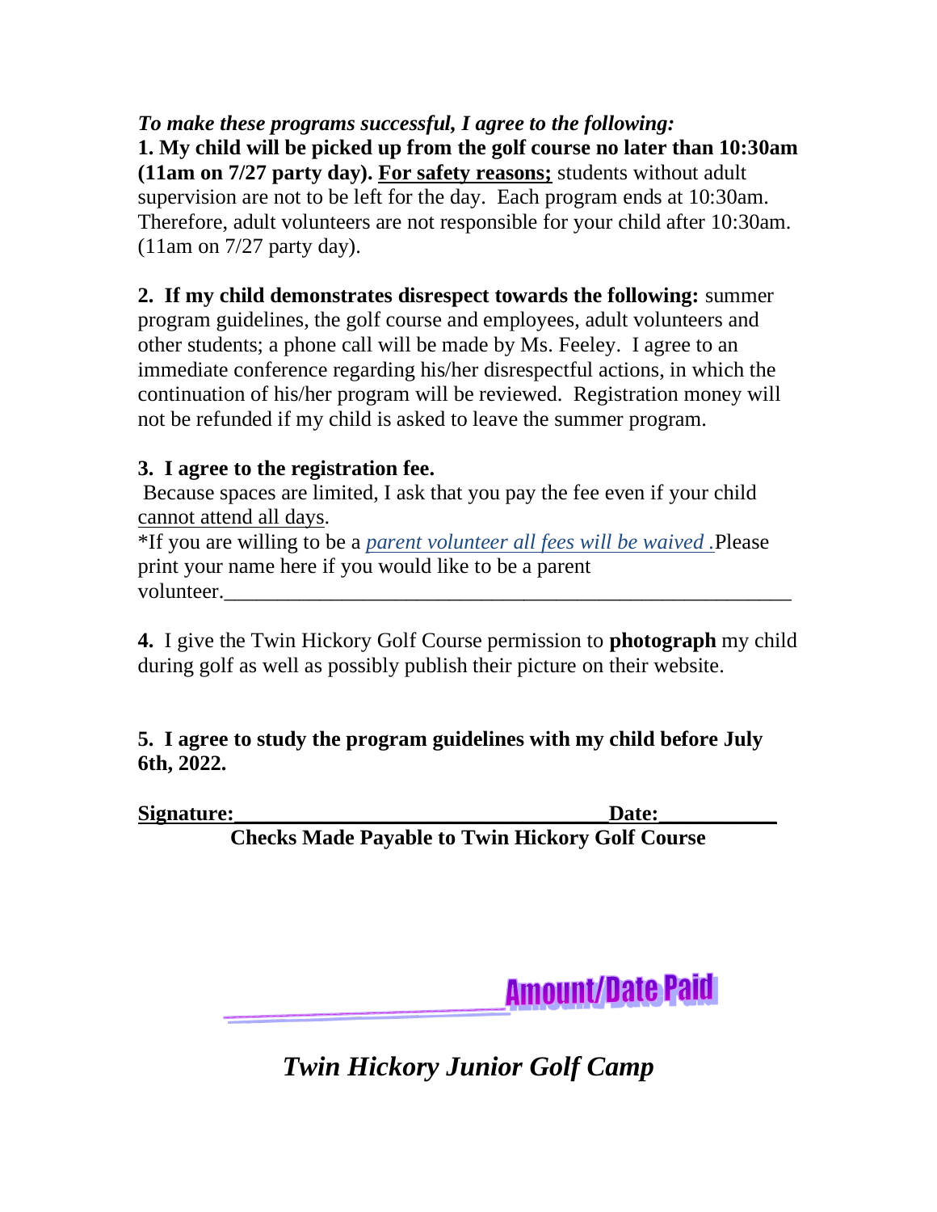***To make these programs successful, I agree to the following:***

**1. My child will be picked up from the golf course no later than 10:30am (11am on 7/27 party day).** **For safety reasons;** students without adult supervision are not to be left for the day. Each program ends at 10:30am. Therefore, adult volunteers are not responsible for your child after 10:30am. (11am on 7/27 party day).

**2. If my child demonstrates disrespect towards the following:** summer program guidelines, the golf course and employees, adult volunteers and other students; a phone call will be made by Ms. Feeley. I agree to an immediate conference regarding his/her disrespectful actions, in which the continuation of his/her program will be reviewed. Registration money will not be refunded if my child is asked to leave the summer program.

**3. I agree to the registration fee.**
Because spaces are limited, I ask that you pay the fee even if your child cannot attend all days.
*If you are willing to be a *parent volunteer all fees will be waived* .Please print your name here if you would like to be a parent volunteer.______________________________________________________

**4.** I give the Twin Hickory Golf Course permission to **photograph** my child during golf as well as possibly publish their picture on their website.

**5. I agree to study the program guidelines with my child before July 6th, 2022.**

**Signature:___________________________________Date:___________**

**Checks Made Payable to Twin Hickory Golf Course**

_____________________________**Amount/Date Paid**

***Twin Hickory Junior Golf Camp***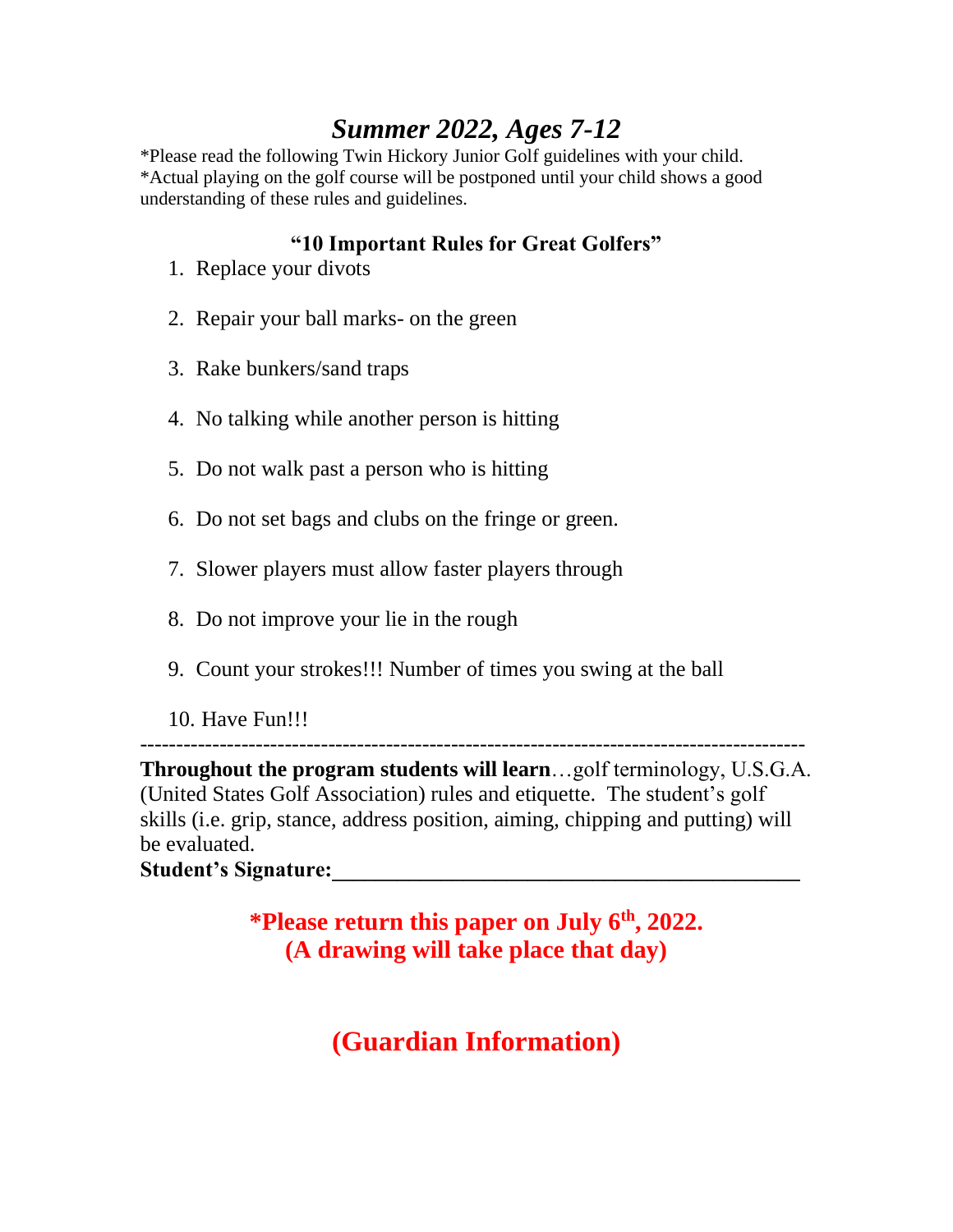# *Summer 2022, Ages 7-12*

*Please read the following Twin Hickory Junior Golf guidelines with your child.
*Actual playing on the golf course will be postponed until your child shows a good understanding of these rules and guidelines.

### "10 Important Rules for Great Golfers"

1. Replace your divots
2. Repair your ball marks- on the green
3. Rake bunkers/sand traps
4. No talking while another person is hitting
5. Do not walk past a person who is hitting
6. Do not set bags and clubs on the fringe or green.
7. Slower players must allow faster players through
8. Do not improve your lie in the rough
9. Count your strokes!!! Number of times you swing at the ball
10. Have Fun!!!

-----------------------------------------------------------------------------------------

**Throughout the program students will learn**…golf terminology, U.S.G.A. (United States Golf Association) rules and etiquette. The student's golf skills (i.e. grip, stance, address position, aiming, chipping and putting) will be evaluated.

**Student's Signature:**\_\_\_\_\_\_\_\_\_\_\_\_\_\_\_\_\_\_\_\_\_\_\_\_\_\_\_\_\_\_\_\_\_\_\_\_\_\_\_\_\_\_

**\*Please return this paper on July 6th, 2022.**
**(A drawing will take place that day)**

## (Guardian Information)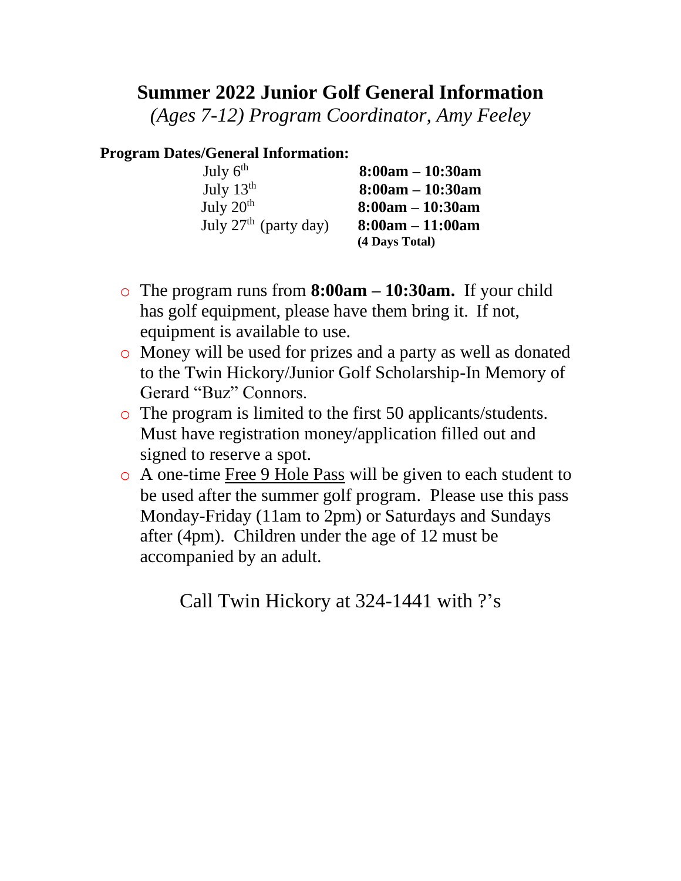# Summary 2022 Junior Golf General Information

*(Ages 7-12) Program Coordinator, Amy Feeley*

**Program Dates/General Information:**

| | |
|---|---|
| July 6th | **8:00am – 10:30am** |
| July 13th | **8:00am – 10:30am** |
| July 20th | **8:00am – 10:30am** |
| July 27th (party day) | **8:00am – 11:00am** |
| | **(4 Days Total)** |

- The program runs from **8:00am – 10:30am.** If your child has golf equipment, please have them bring it. If not, equipment is available to use.
- Money will be used for prizes and a party as well as donated to the Twin Hickory/Junior Golf Scholarship-In Memory of Gerard "Buz" Connors.
- The program is limited to the first 50 applicants/students. Must have registration money/application filled out and signed to reserve a spot.
- A one-time Free 9 Hole Pass will be given to each student to be used after the summer golf program. Please use this pass Monday-Friday (11am to 2pm) or Saturdays and Sundays after (4pm). Children under the age of 12 must be accompanied by an adult.

Call Twin Hickory at 324-1441 with ?'s